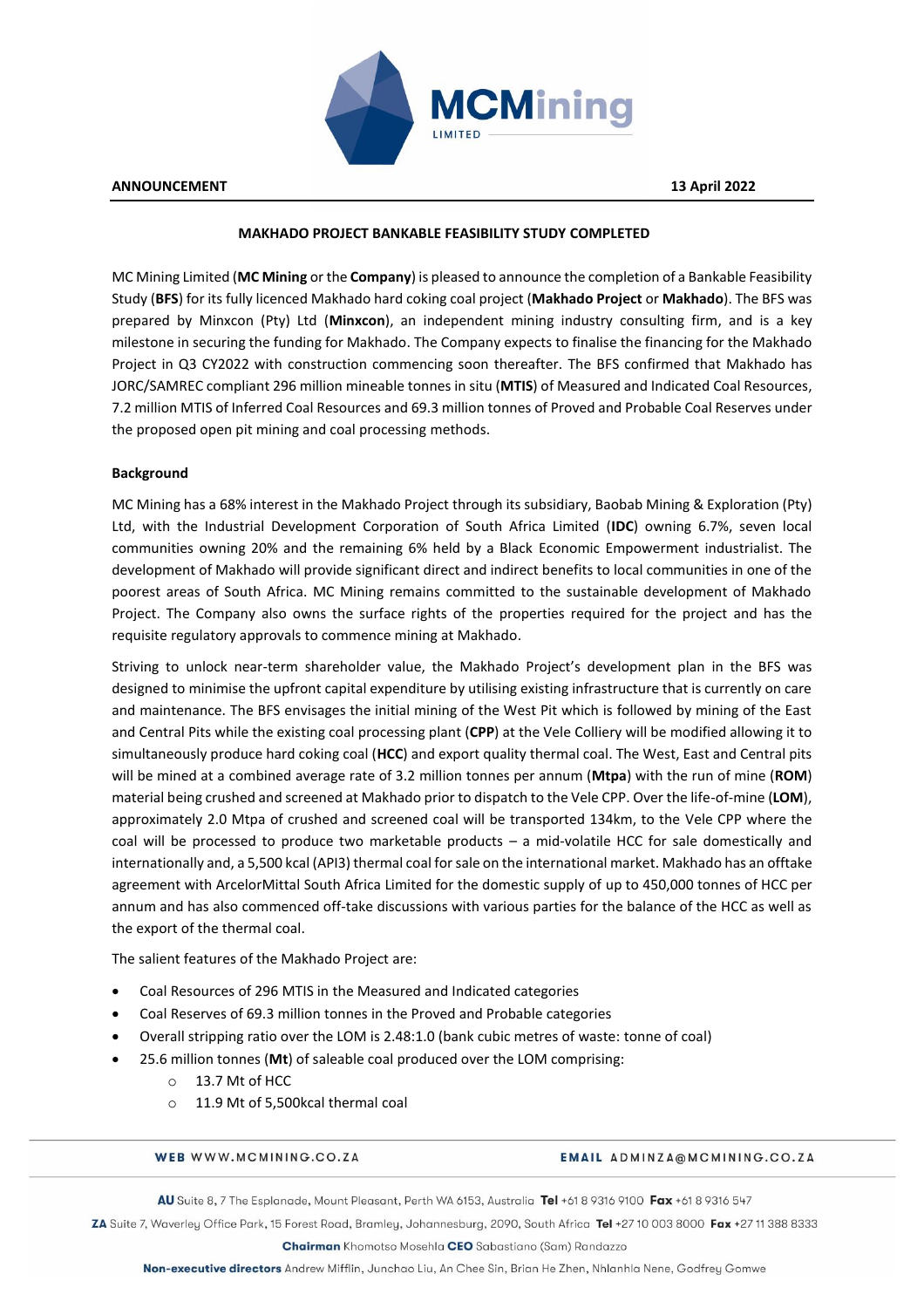**ANNOUNCEMENT** **13 April 2022**

# MAKHADO PROJECT BANKABLE FEASIBILITY STUDY COMPLETED

MC Mining Limited (**MC Mining** or the **Company**) is pleased to announce the completion of a Bankable Feasibility Study (**BFS**) for its fully licenced Makhado hard coking coal project (**Makhado Project** or **Makhado**). The BFS was prepared by Minxcon (Pty) Ltd (**Minxcon**), an independent mining industry consulting firm, and is a key milestone in securing the funding for Makhado. The Company expects to finalise the financing for the Makhado Project in Q3 CY2022 with construction commencing soon thereafter. The BFS confirmed that Makhado has JORC/SAMREC compliant 296 million mineable tonnes in situ (**MTIS**) of Measured and Indicated Coal Resources, 7.2 million MTIS of Inferred Coal Resources and 69.3 million tonnes of Proved and Probable Coal Reserves under the proposed open pit mining and coal processing methods.

## Background

MC Mining has a 68% interest in the Makhado Project through its subsidiary, Baobab Mining & Exploration (Pty) Ltd, with the Industrial Development Corporation of South Africa Limited (**IDC**) owning 6.7%, seven local communities owning 20% and the remaining 6% held by a Black Economic Empowerment industrialist. The development of Makhado will provide significant direct and indirect benefits to local communities in one of the poorest areas of South Africa. MC Mining remains committed to the sustainable development of Makhado Project. The Company also owns the surface rights of the properties required for the project and has the requisite regulatory approvals to commence mining at Makhado.

Striving to unlock near-term shareholder value, the Makhado Project's development plan in the BFS was designed to minimise the upfront capital expenditure by utilising existing infrastructure that is currently on care and maintenance. The BFS envisages the initial mining of the West Pit which is followed by mining of the East and Central Pits while the existing coal processing plant (**CPP**) at the Vele Colliery will be modified allowing it to simultaneously produce hard coking coal (**HCC**) and export quality thermal coal. The West, East and Central pits will be mined at a combined average rate of 3.2 million tonnes per annum (**Mtpa**) with the run of mine (**ROM**) material being crushed and screened at Makhado prior to dispatch to the Vele CPP. Over the life-of-mine (**LOM**), approximately 2.0 Mtpa of crushed and screened coal will be transported 134km, to the Vele CPP where the coal will be processed to produce two marketable products – a mid-volatile HCC for sale domestically and internationally and, a 5,500 kcal (API3) thermal coal for sale on the international market. Makhado has an offtake agreement with ArcelorMittal South Africa Limited for the domestic supply of up to 450,000 tonnes of HCC per annum and has also commenced off-take discussions with various parties for the balance of the HCC as well as the export of the thermal coal.

The salient features of the Makhado Project are:

- Coal Resources of 296 MTIS in the Measured and Indicated categories
- Coal Reserves of 69.3 million tonnes in the Proved and Probable categories
- Overall stripping ratio over the LOM is 2.48:1.0 (bank cubic metres of waste: tonne of coal)
- 25.6 million tonnes (**Mt**) of saleable coal produced over the LOM comprising:
  - 13.7 Mt of HCC
  - 11.9 Mt of 5,500kcal thermal coal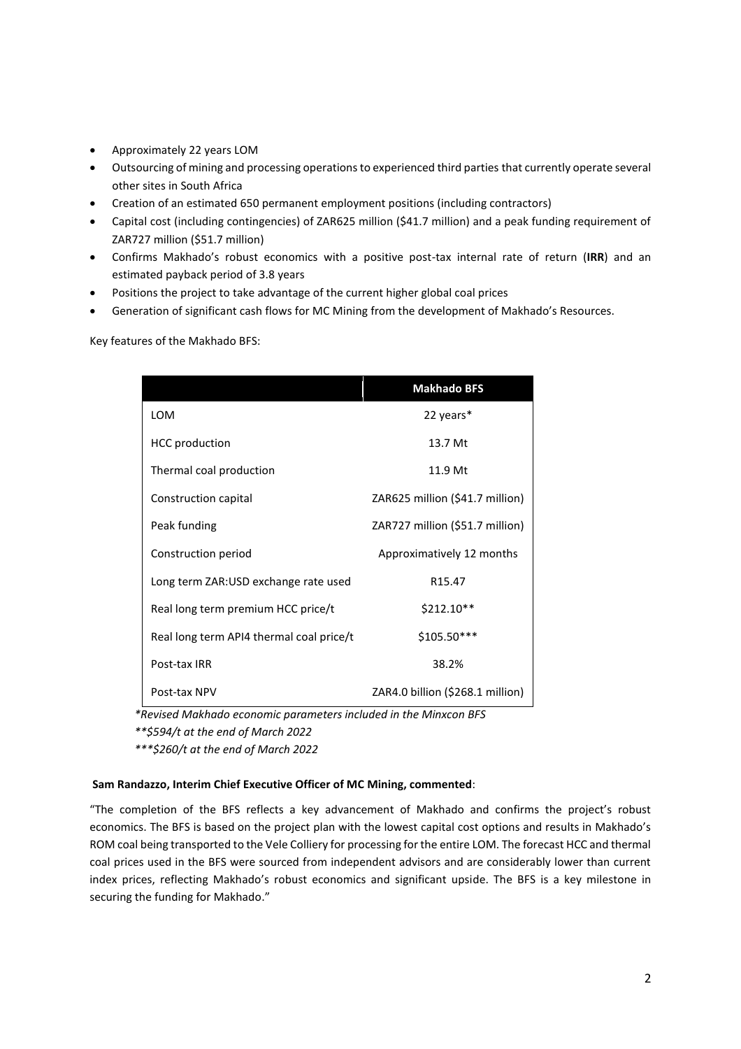- Approximately 22 years LOM
- Outsourcing of mining and processing operations to experienced third parties that currently operate several other sites in South Africa
- Creation of an estimated 650 permanent employment positions (including contractors)
- Capital cost (including contingencies) of ZAR625 million ($41.7 million) and a peak funding requirement of ZAR727 million ($51.7 million)
- Confirms Makhado's robust economics with a positive post-tax internal rate of return (**IRR**) and an estimated payback period of 3.8 years
- Positions the project to take advantage of the current higher global coal prices
- Generation of significant cash flows for MC Mining from the development of Makhado's Resources.

Key features of the Makhado BFS:

| | Makhado BFS |
|---|---|
| LOM | 22 years* |
| HCC production | 13.7 Mt |
| Thermal coal production | 11.9 Mt |
| Construction capital | ZAR625 million ($41.7 million) |
| Peak funding | ZAR727 million ($51.7 million) |
| Construction period | Approximatively 12 months |
| Long term ZAR:USD exchange rate used | R15.47 |
| Real long term premium HCC price/t | $212.10** |
| Real long term API4 thermal coal price/t | $105.50*** |
| Post-tax IRR | 38.2% |
| Post-tax NPV | ZAR4.0 billion ($268.1 million) |

*\*Revised Makhado economic parameters included in the Minxcon BFS*
*\*\*$594/t at the end of March 2022*
*\*\*\*$260/t at the end of March 2022*

**Sam Randazzo, Interim Chief Executive Officer of MC Mining, commented**:

"The completion of the BFS reflects a key advancement of Makhado and confirms the project's robust economics. The BFS is based on the project plan with the lowest capital cost options and results in Makhado's ROM coal being transported to the Vele Colliery for processing for the entire LOM. The forecast HCC and thermal coal prices used in the BFS were sourced from independent advisors and are considerably lower than current index prices, reflecting Makhado's robust economics and significant upside. The BFS is a key milestone in securing the funding for Makhado."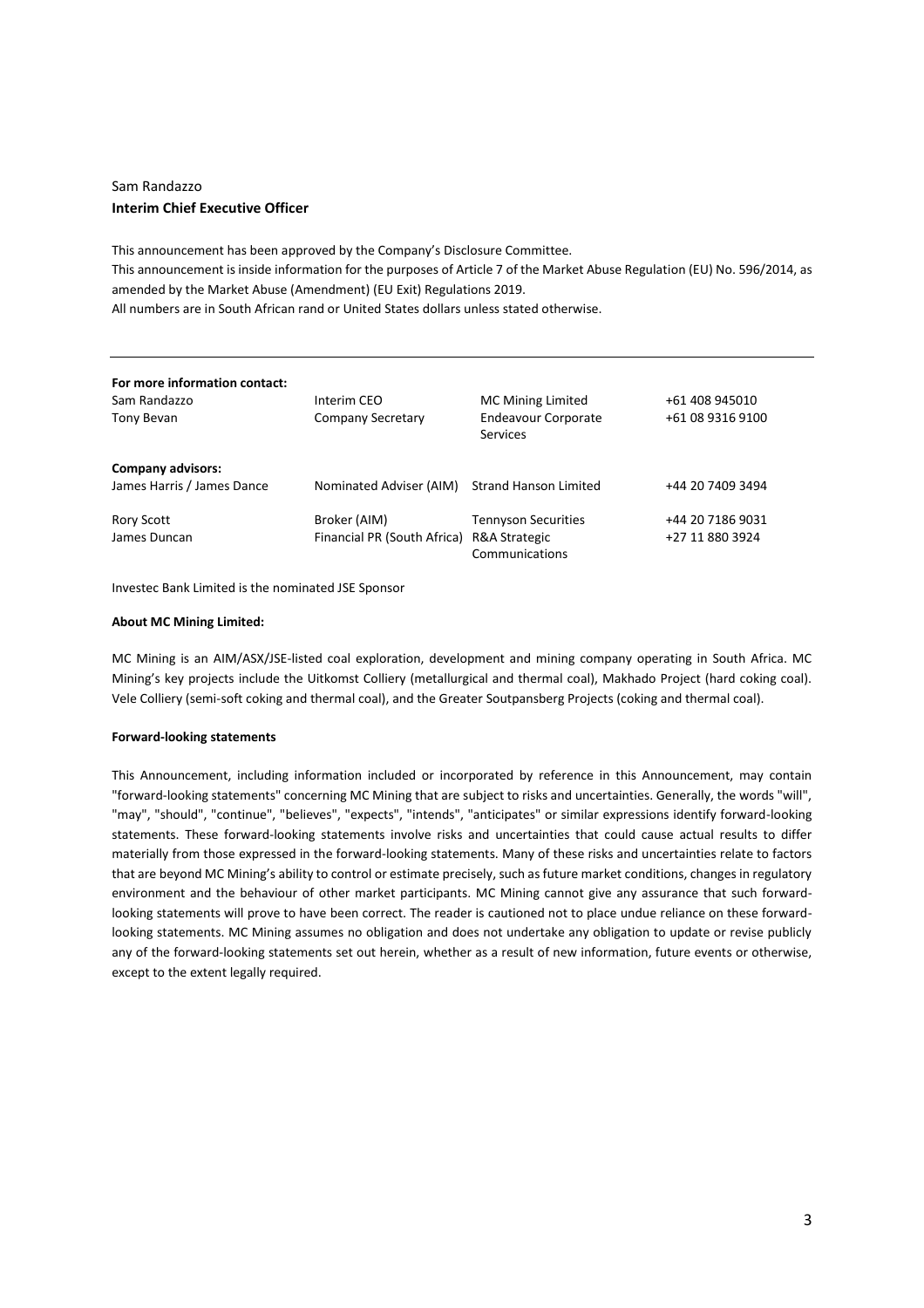Sam Randazzo
**Interim Chief Executive Officer**

This announcement has been approved by the Company's Disclosure Committee.
This announcement is inside information for the purposes of Article 7 of the Market Abuse Regulation (EU) No. 596/2014, as amended by the Market Abuse (Amendment) (EU Exit) Regulations 2019.
All numbers are in South African rand or United States dollars unless stated otherwise.

---

| **For more information contact:** | | | |
|---|---|---|---|
| Sam Randazzo | Interim CEO | MC Mining Limited | +61 408 945010 |
| Tony Bevan | Company Secretary | Endeavour Corporate Services | +61 08 9316 9100 |
| **Company advisors:** | | | |
| James Harris / James Dance | Nominated Adviser (AIM) | Strand Hanson Limited | +44 20 7409 3494 |
| Rory Scott | Broker (AIM) | Tennyson Securities | +44 20 7186 9031 |
| James Duncan | Financial PR (South Africa) | R&A Strategic Communications | +27 11 880 3924 |

Investec Bank Limited is the nominated JSE Sponsor

**About MC Mining Limited:**

MC Mining is an AIM/ASX/JSE-listed coal exploration, development and mining company operating in South Africa. MC Mining's key projects include the Uitkomst Colliery (metallurgical and thermal coal), Makhado Project (hard coking coal). Vele Colliery (semi-soft coking and thermal coal), and the Greater Soutpansberg Projects (coking and thermal coal).

**Forward-looking statements**

This Announcement, including information included or incorporated by reference in this Announcement, may contain "forward-looking statements" concerning MC Mining that are subject to risks and uncertainties. Generally, the words "will", "may", "should", "continue", "believes", "expects", "intends", "anticipates" or similar expressions identify forward-looking statements. These forward-looking statements involve risks and uncertainties that could cause actual results to differ materially from those expressed in the forward-looking statements. Many of these risks and uncertainties relate to factors that are beyond MC Mining's ability to control or estimate precisely, such as future market conditions, changes in regulatory environment and the behaviour of other market participants. MC Mining cannot give any assurance that such forward-looking statements will prove to have been correct. The reader is cautioned not to place undue reliance on these forward-looking statements. MC Mining assumes no obligation and does not undertake any obligation to update or revise publicly any of the forward-looking statements set out herein, whether as a result of new information, future events or otherwise, except to the extent legally required.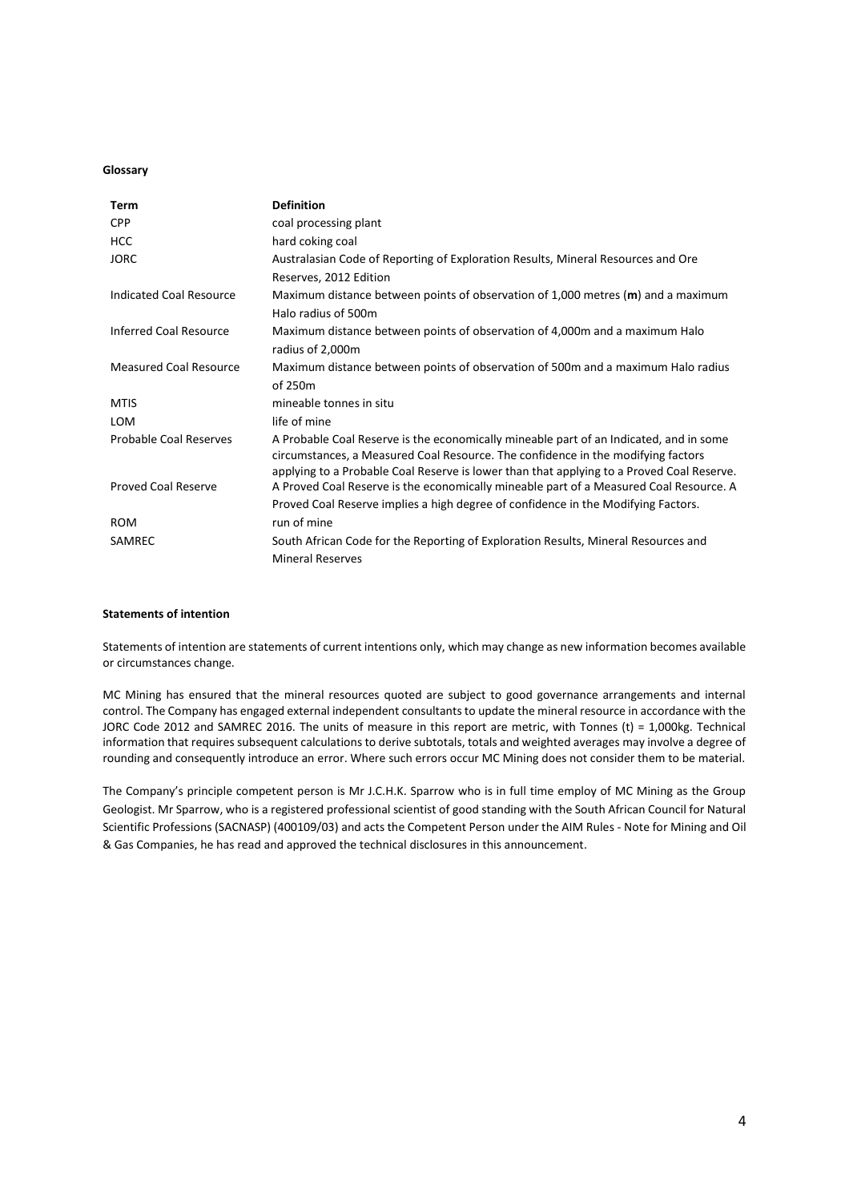**Glossary**

| Term | Definition |
|---|---|
| CPP | coal processing plant |
| HCC | hard coking coal |
| JORC | Australasian Code of Reporting of Exploration Results, Mineral Resources and Ore Reserves, 2012 Edition |
| Indicated Coal Resource | Maximum distance between points of observation of 1,000 metres (**m**) and a maximum Halo radius of 500m |
| Inferred Coal Resource | Maximum distance between points of observation of 4,000m and a maximum Halo radius of 2,000m |
| Measured Coal Resource | Maximum distance between points of observation of 500m and a maximum Halo radius of 250m |
| MTIS | mineable tonnes in situ |
| LOM | life of mine |
| Probable Coal Reserves | A Probable Coal Reserve is the economically mineable part of an Indicated, and in some circumstances, a Measured Coal Resource. The confidence in the modifying factors applying to a Probable Coal Reserve is lower than that applying to a Proved Coal Reserve. |
| Proved Coal Reserve | A Proved Coal Reserve is the economically mineable part of a Measured Coal Resource. A Proved Coal Reserve implies a high degree of confidence in the Modifying Factors. |
| ROM | run of mine |
| SAMREC | South African Code for the Reporting of Exploration Results, Mineral Resources and Mineral Reserves |

**Statements of intention**

Statements of intention are statements of current intentions only, which may change as new information becomes available or circumstances change.

MC Mining has ensured that the mineral resources quoted are subject to good governance arrangements and internal control. The Company has engaged external independent consultants to update the mineral resource in accordance with the JORC Code 2012 and SAMREC 2016. The units of measure in this report are metric, with Tonnes (t) = 1,000kg. Technical information that requires subsequent calculations to derive subtotals, totals and weighted averages may involve a degree of rounding and consequently introduce an error. Where such errors occur MC Mining does not consider them to be material.

The Company's principle competent person is Mr J.C.H.K. Sparrow who is in full time employ of MC Mining as the Group Geologist. Mr Sparrow, who is a registered professional scientist of good standing with the South African Council for Natural Scientific Professions (SACNASP) (400109/03) and acts the Competent Person under the AIM Rules - Note for Mining and Oil & Gas Companies, he has read and approved the technical disclosures in this announcement.